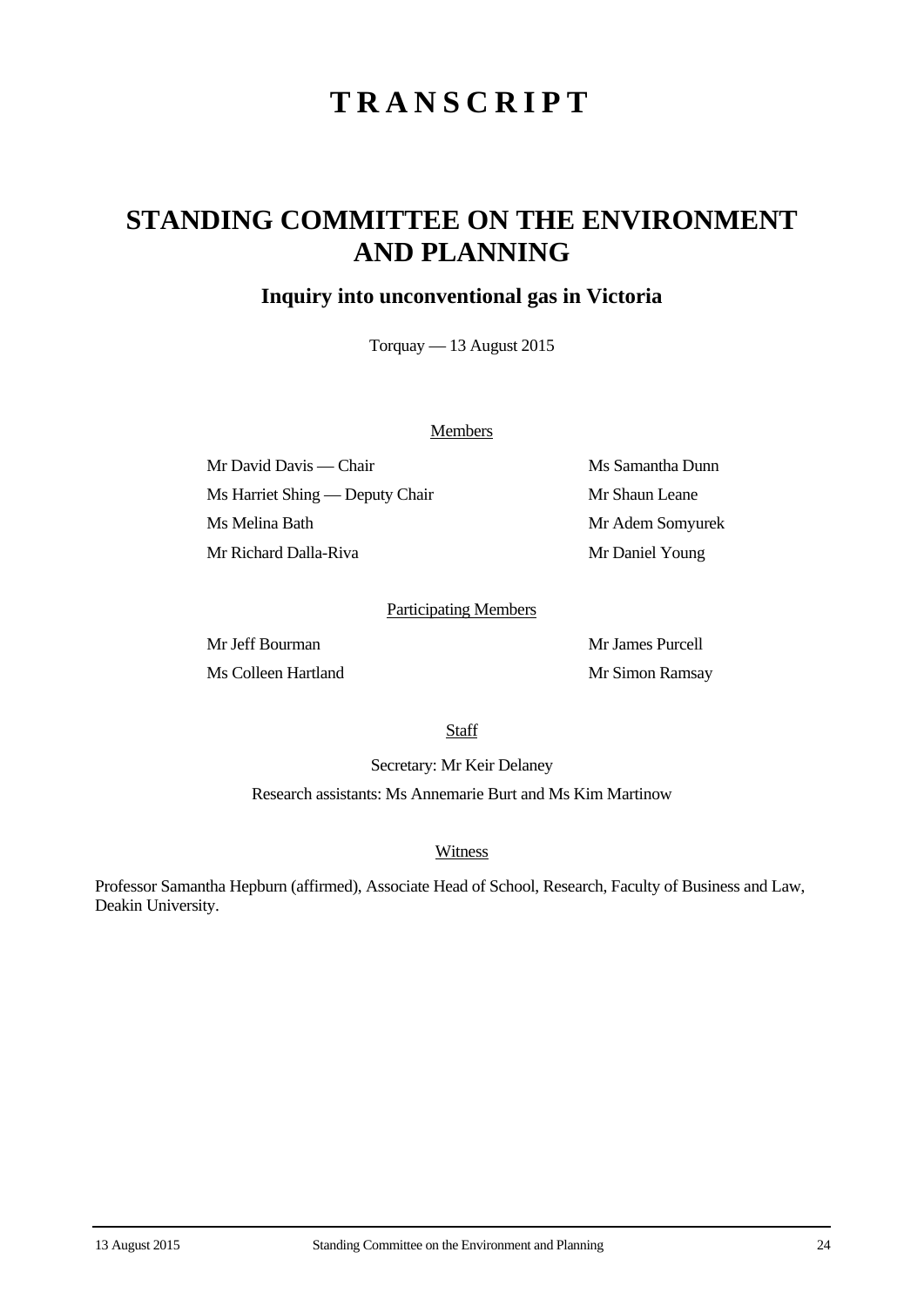# TRANSCRIPT

# STANDING COMMITTEE ON THE ENVIRONMENT AND PLANNING

## Inquiry into unconventional gas in Victoria

Torquay — 13 August 2015

Members

Mr David Davis — Chair

Ms Harriet Shing — Deputy Chair

Ms Melina Bath

Mr Richard Dalla-Riva

Ms Samantha Dunn

Mr Shaun Leane

Mr Adem Somyurek

Mr Daniel Young

Participating Members

Mr Jeff Bourman

Ms Colleen Hartland

Mr James Purcell

Mr Simon Ramsay

Staff

Secretary: Mr Keir Delaney

Research assistants: Ms Annemarie Burt and Ms Kim Martinow

Witness

Professor Samantha Hepburn (affirmed), Associate Head of School, Research, Faculty of Business and Law, Deakin University.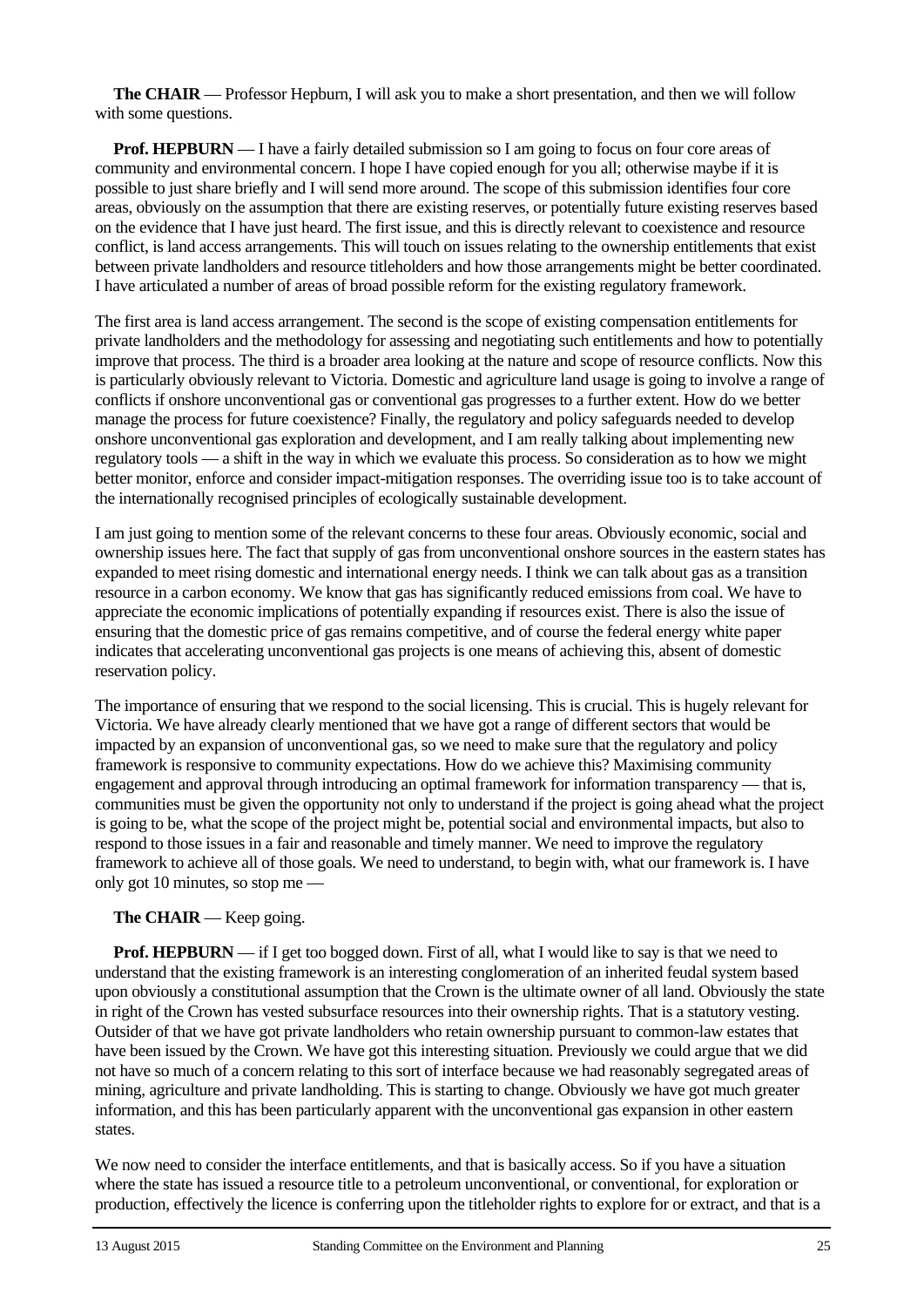**The CHAIR** — Professor Hepburn, I will ask you to make a short presentation, and then we will follow with some questions.

**Prof. HEPBURN** — I have a fairly detailed submission so I am going to focus on four core areas of community and environmental concern. I hope I have copied enough for you all; otherwise maybe if it is possible to just share briefly and I will send more around. The scope of this submission identifies four core areas, obviously on the assumption that there are existing reserves, or potentially future existing reserves based on the evidence that I have just heard. The first issue, and this is directly relevant to coexistence and resource conflict, is land access arrangements. This will touch on issues relating to the ownership entitlements that exist between private landholders and resource titleholders and how those arrangements might be better coordinated. I have articulated a number of areas of broad possible reform for the existing regulatory framework.

The first area is land access arrangement. The second is the scope of existing compensation entitlements for private landholders and the methodology for assessing and negotiating such entitlements and how to potentially improve that process. The third is a broader area looking at the nature and scope of resource conflicts. Now this is particularly obviously relevant to Victoria. Domestic and agriculture land usage is going to involve a range of conflicts if onshore unconventional gas or conventional gas progresses to a further extent. How do we better manage the process for future coexistence? Finally, the regulatory and policy safeguards needed to develop onshore unconventional gas exploration and development, and I am really talking about implementing new regulatory tools — a shift in the way in which we evaluate this process. So consideration as to how we might better monitor, enforce and consider impact-mitigation responses. The overriding issue too is to take account of the internationally recognised principles of ecologically sustainable development.

I am just going to mention some of the relevant concerns to these four areas. Obviously economic, social and ownership issues here. The fact that supply of gas from unconventional onshore sources in the eastern states has expanded to meet rising domestic and international energy needs. I think we can talk about gas as a transition resource in a carbon economy. We know that gas has significantly reduced emissions from coal. We have to appreciate the economic implications of potentially expanding if resources exist. There is also the issue of ensuring that the domestic price of gas remains competitive, and of course the federal energy white paper indicates that accelerating unconventional gas projects is one means of achieving this, absent of domestic reservation policy.

The importance of ensuring that we respond to the social licensing. This is crucial. This is hugely relevant for Victoria. We have already clearly mentioned that we have got a range of different sectors that would be impacted by an expansion of unconventional gas, so we need to make sure that the regulatory and policy framework is responsive to community expectations. How do we achieve this? Maximising community engagement and approval through introducing an optimal framework for information transparency — that is, communities must be given the opportunity not only to understand if the project is going ahead what the project is going to be, what the scope of the project might be, potential social and environmental impacts, but also to respond to those issues in a fair and reasonable and timely manner. We need to improve the regulatory framework to achieve all of those goals. We need to understand, to begin with, what our framework is. I have only got 10 minutes, so stop me —

**The CHAIR** — Keep going.

**Prof. HEPBURN** — if I get too bogged down. First of all, what I would like to say is that we need to understand that the existing framework is an interesting conglomeration of an inherited feudal system based upon obviously a constitutional assumption that the Crown is the ultimate owner of all land. Obviously the state in right of the Crown has vested subsurface resources into their ownership rights. That is a statutory vesting. Outsider of that we have got private landholders who retain ownership pursuant to common-law estates that have been issued by the Crown. We have got this interesting situation. Previously we could argue that we did not have so much of a concern relating to this sort of interface because we had reasonably segregated areas of mining, agriculture and private landholding. This is starting to change. Obviously we have got much greater information, and this has been particularly apparent with the unconventional gas expansion in other eastern states.

We now need to consider the interface entitlements, and that is basically access. So if you have a situation where the state has issued a resource title to a petroleum unconventional, or conventional, for exploration or production, effectively the licence is conferring upon the titleholder rights to explore for or extract, and that is a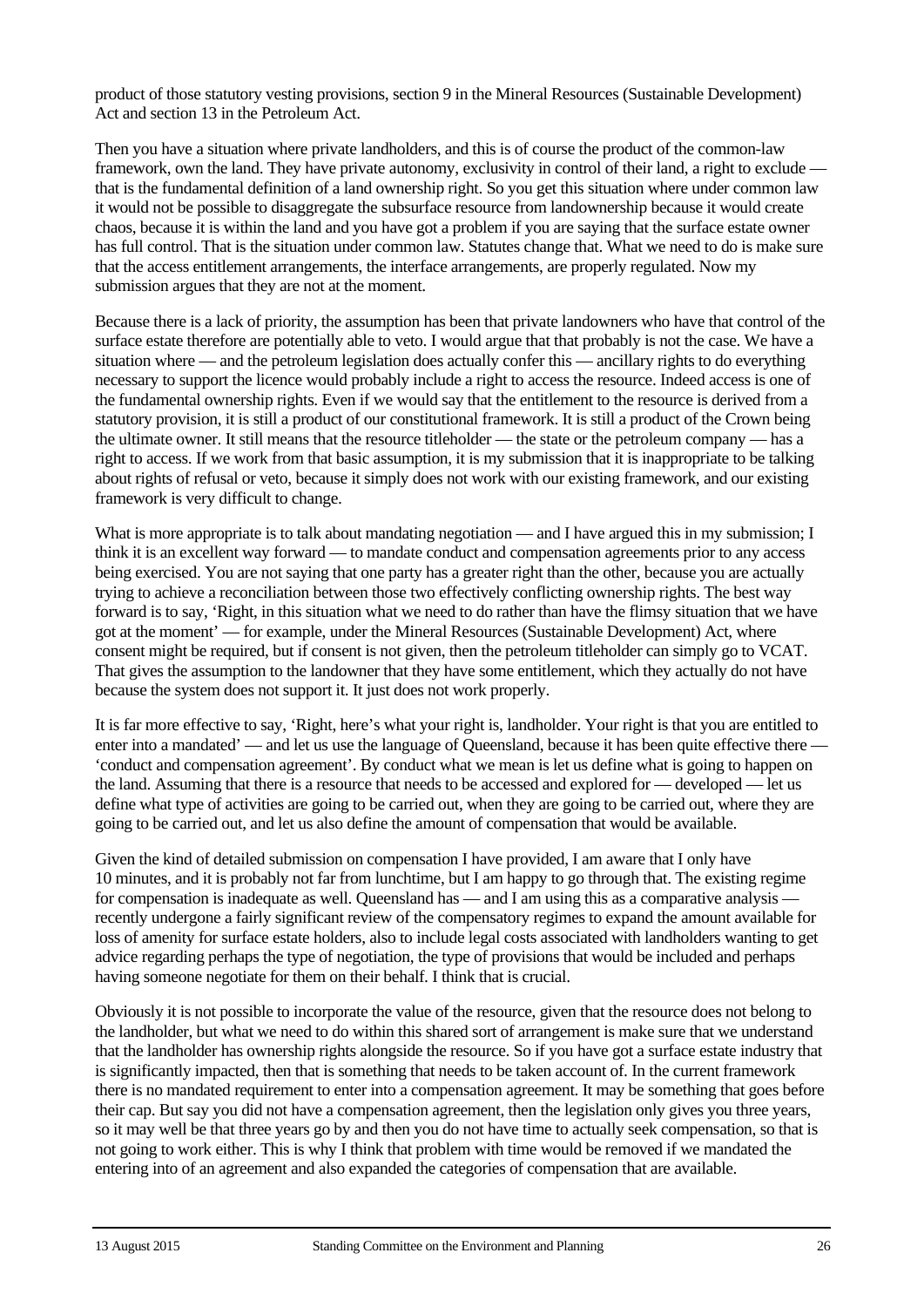product of those statutory vesting provisions, section 9 in the Mineral Resources (Sustainable Development) Act and section 13 in the Petroleum Act.

Then you have a situation where private landholders, and this is of course the product of the common-law framework, own the land. They have private autonomy, exclusivity in control of their land, a right to exclude — that is the fundamental definition of a land ownership right. So you get this situation where under common law it would not be possible to disaggregate the subsurface resource from landownership because it would create chaos, because it is within the land and you have got a problem if you are saying that the surface estate owner has full control. That is the situation under common law. Statutes change that. What we need to do is make sure that the access entitlement arrangements, the interface arrangements, are properly regulated. Now my submission argues that they are not at the moment.

Because there is a lack of priority, the assumption has been that private landowners who have that control of the surface estate therefore are potentially able to veto. I would argue that that probably is not the case. We have a situation where — and the petroleum legislation does actually confer this — ancillary rights to do everything necessary to support the licence would probably include a right to access the resource. Indeed access is one of the fundamental ownership rights. Even if we would say that the entitlement to the resource is derived from a statutory provision, it is still a product of our constitutional framework. It is still a product of the Crown being the ultimate owner. It still means that the resource titleholder — the state or the petroleum company — has a right to access. If we work from that basic assumption, it is my submission that it is inappropriate to be talking about rights of refusal or veto, because it simply does not work with our existing framework, and our existing framework is very difficult to change.

What is more appropriate is to talk about mandating negotiation — and I have argued this in my submission; I think it is an excellent way forward — to mandate conduct and compensation agreements prior to any access being exercised. You are not saying that one party has a greater right than the other, because you are actually trying to achieve a reconciliation between those two effectively conflicting ownership rights. The best way forward is to say, 'Right, in this situation what we need to do rather than have the flimsy situation that we have got at the moment' — for example, under the Mineral Resources (Sustainable Development) Act, where consent might be required, but if consent is not given, then the petroleum titleholder can simply go to VCAT. That gives the assumption to the landowner that they have some entitlement, which they actually do not have because the system does not support it. It just does not work properly.

It is far more effective to say, 'Right, here's what your right is, landholder. Your right is that you are entitled to enter into a mandated' — and let us use the language of Queensland, because it has been quite effective there — 'conduct and compensation agreement'. By conduct what we mean is let us define what is going to happen on the land. Assuming that there is a resource that needs to be accessed and explored for — developed — let us define what type of activities are going to be carried out, when they are going to be carried out, where they are going to be carried out, and let us also define the amount of compensation that would be available.

Given the kind of detailed submission on compensation I have provided, I am aware that I only have 10 minutes, and it is probably not far from lunchtime, but I am happy to go through that. The existing regime for compensation is inadequate as well. Queensland has — and I am using this as a comparative analysis — recently undergone a fairly significant review of the compensatory regimes to expand the amount available for loss of amenity for surface estate holders, also to include legal costs associated with landholders wanting to get advice regarding perhaps the type of negotiation, the type of provisions that would be included and perhaps having someone negotiate for them on their behalf. I think that is crucial.

Obviously it is not possible to incorporate the value of the resource, given that the resource does not belong to the landholder, but what we need to do within this shared sort of arrangement is make sure that we understand that the landholder has ownership rights alongside the resource. So if you have got a surface estate industry that is significantly impacted, then that is something that needs to be taken account of. In the current framework there is no mandated requirement to enter into a compensation agreement. It may be something that goes before their cap. But say you did not have a compensation agreement, then the legislation only gives you three years, so it may well be that three years go by and then you do not have time to actually seek compensation, so that is not going to work either. This is why I think that problem with time would be removed if we mandated the entering into of an agreement and also expanded the categories of compensation that are available.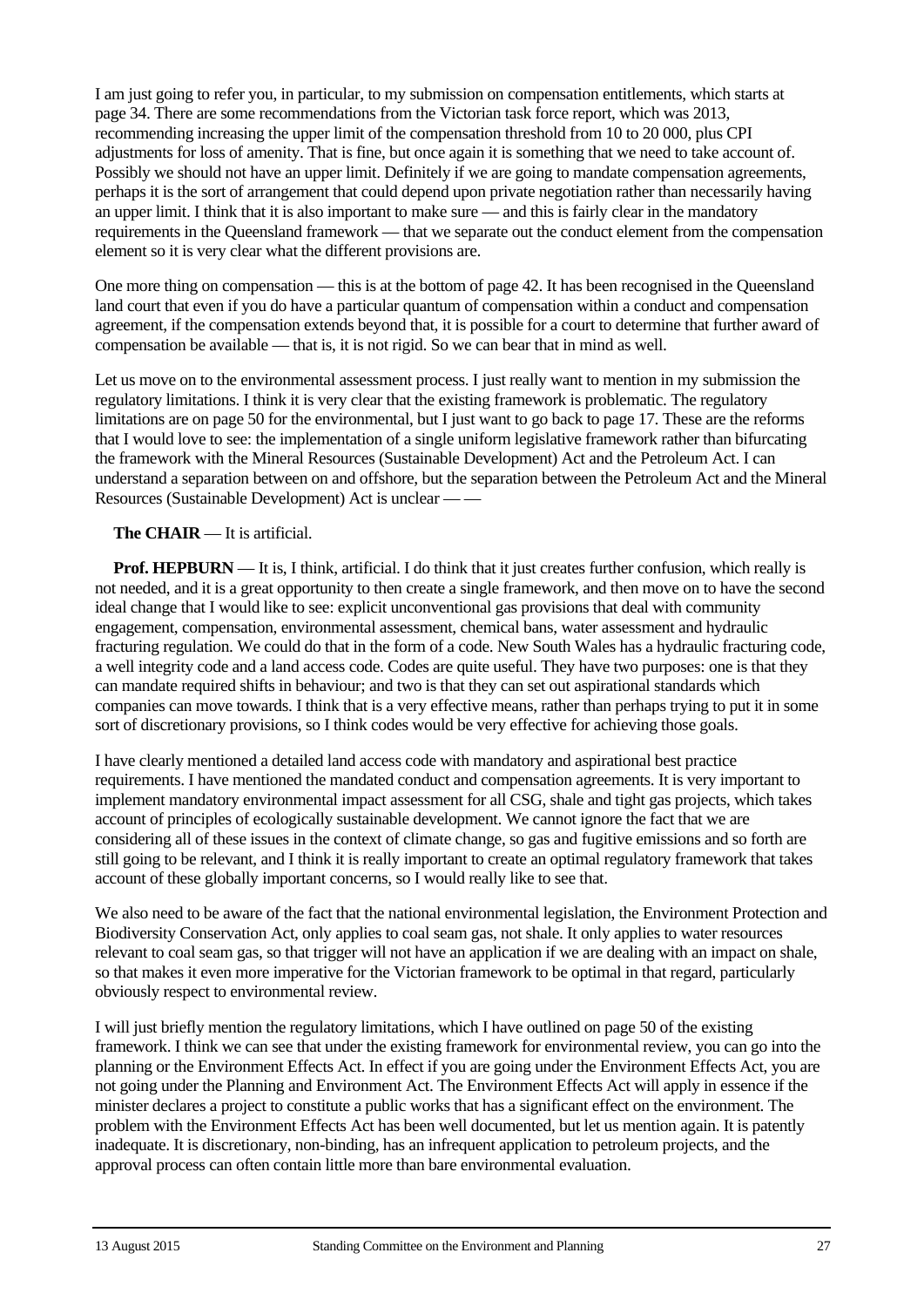I am just going to refer you, in particular, to my submission on compensation entitlements, which starts at page 34. There are some recommendations from the Victorian task force report, which was 2013, recommending increasing the upper limit of the compensation threshold from 10 to 20 000, plus CPI adjustments for loss of amenity. That is fine, but once again it is something that we need to take account of. Possibly we should not have an upper limit. Definitely if we are going to mandate compensation agreements, perhaps it is the sort of arrangement that could depend upon private negotiation rather than necessarily having an upper limit. I think that it is also important to make sure — and this is fairly clear in the mandatory requirements in the Queensland framework — that we separate out the conduct element from the compensation element so it is very clear what the different provisions are.

One more thing on compensation — this is at the bottom of page 42. It has been recognised in the Queensland land court that even if you do have a particular quantum of compensation within a conduct and compensation agreement, if the compensation extends beyond that, it is possible for a court to determine that further award of compensation be available — that is, it is not rigid. So we can bear that in mind as well.

Let us move on to the environmental assessment process. I just really want to mention in my submission the regulatory limitations. I think it is very clear that the existing framework is problematic. The regulatory limitations are on page 50 for the environmental, but I just want to go back to page 17. These are the reforms that I would love to see: the implementation of a single uniform legislative framework rather than bifurcating the framework with the Mineral Resources (Sustainable Development) Act and the Petroleum Act. I can understand a separation between on and offshore, but the separation between the Petroleum Act and the Mineral Resources (Sustainable Development) Act is unclear — —

**The CHAIR** — It is artificial.

**Prof. HEPBURN** — It is, I think, artificial. I do think that it just creates further confusion, which really is not needed, and it is a great opportunity to then create a single framework, and then move on to have the second ideal change that I would like to see: explicit unconventional gas provisions that deal with community engagement, compensation, environmental assessment, chemical bans, water assessment and hydraulic fracturing regulation. We could do that in the form of a code. New South Wales has a hydraulic fracturing code, a well integrity code and a land access code. Codes are quite useful. They have two purposes: one is that they can mandate required shifts in behaviour; and two is that they can set out aspirational standards which companies can move towards. I think that is a very effective means, rather than perhaps trying to put it in some sort of discretionary provisions, so I think codes would be very effective for achieving those goals.

I have clearly mentioned a detailed land access code with mandatory and aspirational best practice requirements. I have mentioned the mandated conduct and compensation agreements. It is very important to implement mandatory environmental impact assessment for all CSG, shale and tight gas projects, which takes account of principles of ecologically sustainable development. We cannot ignore the fact that we are considering all of these issues in the context of climate change, so gas and fugitive emissions and so forth are still going to be relevant, and I think it is really important to create an optimal regulatory framework that takes account of these globally important concerns, so I would really like to see that.

We also need to be aware of the fact that the national environmental legislation, the Environment Protection and Biodiversity Conservation Act, only applies to coal seam gas, not shale. It only applies to water resources relevant to coal seam gas, so that trigger will not have an application if we are dealing with an impact on shale, so that makes it even more imperative for the Victorian framework to be optimal in that regard, particularly obviously respect to environmental review.

I will just briefly mention the regulatory limitations, which I have outlined on page 50 of the existing framework. I think we can see that under the existing framework for environmental review, you can go into the planning or the Environment Effects Act. In effect if you are going under the Environment Effects Act, you are not going under the Planning and Environment Act. The Environment Effects Act will apply in essence if the minister declares a project to constitute a public works that has a significant effect on the environment. The problem with the Environment Effects Act has been well documented, but let us mention again. It is patently inadequate. It is discretionary, non-binding, has an infrequent application to petroleum projects, and the approval process can often contain little more than bare environmental evaluation.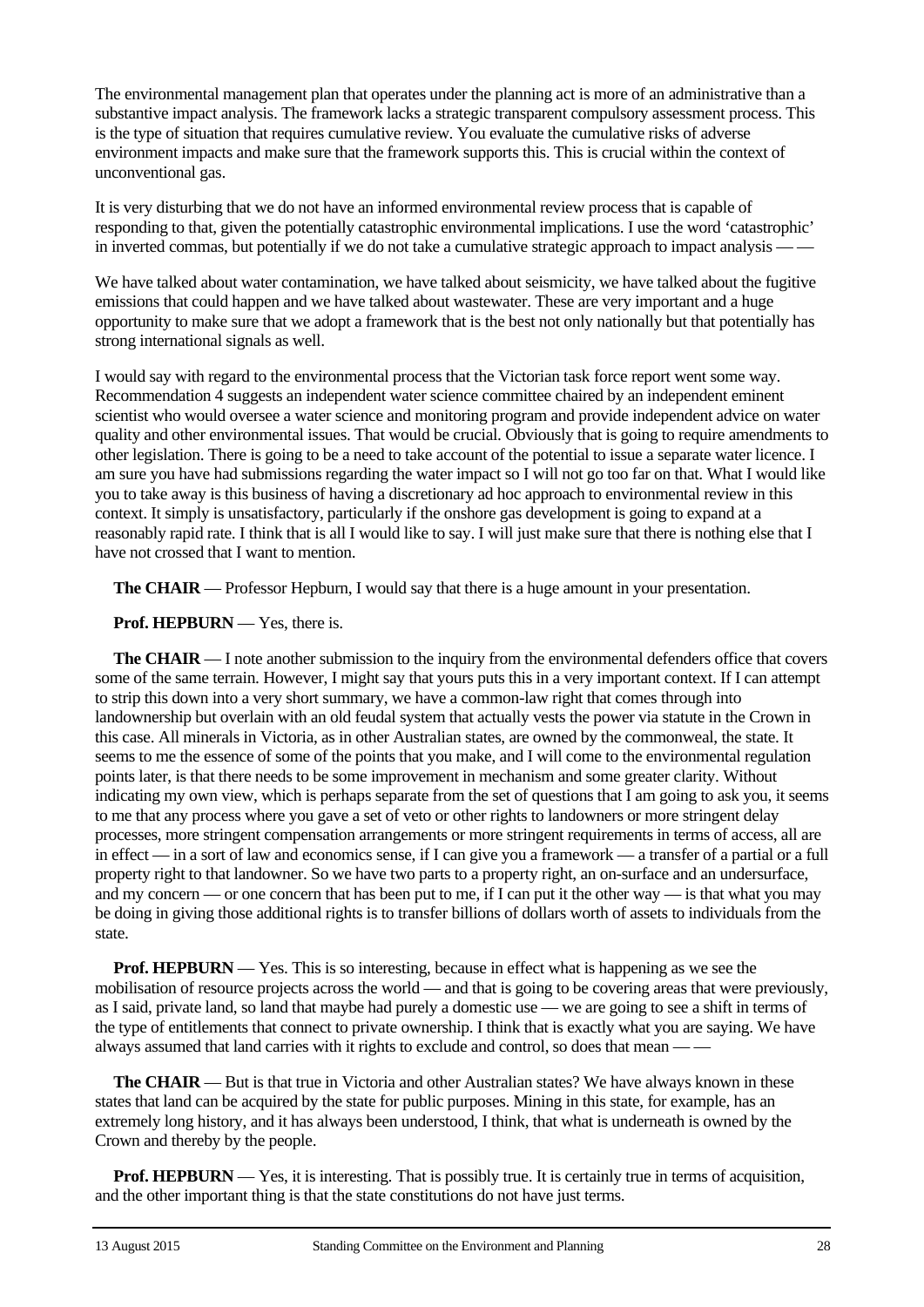The environmental management plan that operates under the planning act is more of an administrative than a substantive impact analysis. The framework lacks a strategic transparent compulsory assessment process. This is the type of situation that requires cumulative review. You evaluate the cumulative risks of adverse environment impacts and make sure that the framework supports this. This is crucial within the context of unconventional gas.

It is very disturbing that we do not have an informed environmental review process that is capable of responding to that, given the potentially catastrophic environmental implications. I use the word 'catastrophic' in inverted commas, but potentially if we do not take a cumulative strategic approach to impact analysis — —

We have talked about water contamination, we have talked about seismicity, we have talked about the fugitive emissions that could happen and we have talked about wastewater. These are very important and a huge opportunity to make sure that we adopt a framework that is the best not only nationally but that potentially has strong international signals as well.

I would say with regard to the environmental process that the Victorian task force report went some way. Recommendation 4 suggests an independent water science committee chaired by an independent eminent scientist who would oversee a water science and monitoring program and provide independent advice on water quality and other environmental issues. That would be crucial. Obviously that is going to require amendments to other legislation. There is going to be a need to take account of the potential to issue a separate water licence. I am sure you have had submissions regarding the water impact so I will not go too far on that. What I would like you to take away is this business of having a discretionary ad hoc approach to environmental review in this context. It simply is unsatisfactory, particularly if the onshore gas development is going to expand at a reasonably rapid rate. I think that is all I would like to say. I will just make sure that there is nothing else that I have not crossed that I want to mention.

**The CHAIR** — Professor Hepburn, I would say that there is a huge amount in your presentation.

**Prof. HEPBURN** — Yes, there is.

**The CHAIR** — I note another submission to the inquiry from the environmental defenders office that covers some of the same terrain. However, I might say that yours puts this in a very important context. If I can attempt to strip this down into a very short summary, we have a common-law right that comes through into landownership but overlain with an old feudal system that actually vests the power via statute in the Crown in this case. All minerals in Victoria, as in other Australian states, are owned by the commonweal, the state. It seems to me the essence of some of the points that you make, and I will come to the environmental regulation points later, is that there needs to be some improvement in mechanism and some greater clarity. Without indicating my own view, which is perhaps separate from the set of questions that I am going to ask you, it seems to me that any process where you gave a set of veto or other rights to landowners or more stringent delay processes, more stringent compensation arrangements or more stringent requirements in terms of access, all are in effect — in a sort of law and economics sense, if I can give you a framework — a transfer of a partial or a full property right to that landowner. So we have two parts to a property right, an on-surface and an undersurface, and my concern — or one concern that has been put to me, if I can put it the other way — is that what you may be doing in giving those additional rights is to transfer billions of dollars worth of assets to individuals from the state.

**Prof. HEPBURN** — Yes. This is so interesting, because in effect what is happening as we see the mobilisation of resource projects across the world — and that is going to be covering areas that were previously, as I said, private land, so land that maybe had purely a domestic use — we are going to see a shift in terms of the type of entitlements that connect to private ownership. I think that is exactly what you are saying. We have always assumed that land carries with it rights to exclude and control, so does that mean — —

**The CHAIR** — But is that true in Victoria and other Australian states? We have always known in these states that land can be acquired by the state for public purposes. Mining in this state, for example, has an extremely long history, and it has always been understood, I think, that what is underneath is owned by the Crown and thereby by the people.

**Prof. HEPBURN** — Yes, it is interesting. That is possibly true. It is certainly true in terms of acquisition, and the other important thing is that the state constitutions do not have just terms.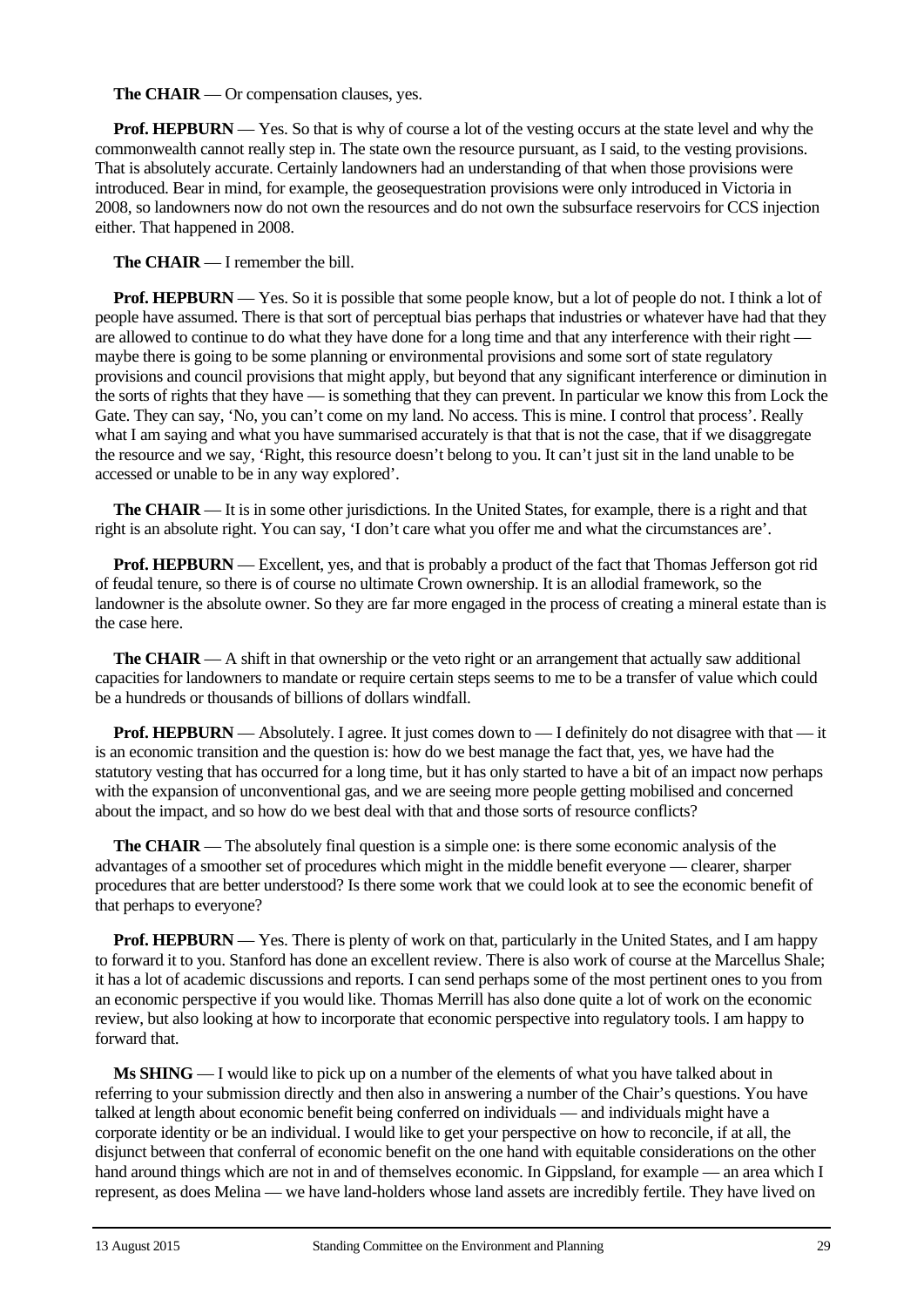**The CHAIR** — Or compensation clauses, yes.

**Prof. HEPBURN** — Yes. So that is why of course a lot of the vesting occurs at the state level and why the commonwealth cannot really step in. The state own the resource pursuant, as I said, to the vesting provisions. That is absolutely accurate. Certainly landowners had an understanding of that when those provisions were introduced. Bear in mind, for example, the geosequestration provisions were only introduced in Victoria in 2008, so landowners now do not own the resources and do not own the subsurface reservoirs for CCS injection either. That happened in 2008.

**The CHAIR** — I remember the bill.

**Prof. HEPBURN** — Yes. So it is possible that some people know, but a lot of people do not. I think a lot of people have assumed. There is that sort of perceptual bias perhaps that industries or whatever have had that they are allowed to continue to do what they have done for a long time and that any interference with their right — maybe there is going to be some planning or environmental provisions and some sort of state regulatory provisions and council provisions that might apply, but beyond that any significant interference or diminution in the sorts of rights that they have — is something that they can prevent. In particular we know this from Lock the Gate. They can say, 'No, you can't come on my land. No access. This is mine. I control that process'. Really what I am saying and what you have summarised accurately is that that is not the case, that if we disaggregate the resource and we say, 'Right, this resource doesn't belong to you. It can't just sit in the land unable to be accessed or unable to be in any way explored'.

**The CHAIR** — It is in some other jurisdictions. In the United States, for example, there is a right and that right is an absolute right. You can say, 'I don't care what you offer me and what the circumstances are'.

**Prof. HEPBURN** — Excellent, yes, and that is probably a product of the fact that Thomas Jefferson got rid of feudal tenure, so there is of course no ultimate Crown ownership. It is an allodial framework, so the landowner is the absolute owner. So they are far more engaged in the process of creating a mineral estate than is the case here.

**The CHAIR** — A shift in that ownership or the veto right or an arrangement that actually saw additional capacities for landowners to mandate or require certain steps seems to me to be a transfer of value which could be a hundreds or thousands of billions of dollars windfall.

**Prof. HEPBURN** — Absolutely. I agree. It just comes down to — I definitely do not disagree with that — it is an economic transition and the question is: how do we best manage the fact that, yes, we have had the statutory vesting that has occurred for a long time, but it has only started to have a bit of an impact now perhaps with the expansion of unconventional gas, and we are seeing more people getting mobilised and concerned about the impact, and so how do we best deal with that and those sorts of resource conflicts?

**The CHAIR** — The absolutely final question is a simple one: is there some economic analysis of the advantages of a smoother set of procedures which might in the middle benefit everyone — clearer, sharper procedures that are better understood? Is there some work that we could look at to see the economic benefit of that perhaps to everyone?

**Prof. HEPBURN** — Yes. There is plenty of work on that, particularly in the United States, and I am happy to forward it to you. Stanford has done an excellent review. There is also work of course at the Marcellus Shale; it has a lot of academic discussions and reports. I can send perhaps some of the most pertinent ones to you from an economic perspective if you would like. Thomas Merrill has also done quite a lot of work on the economic review, but also looking at how to incorporate that economic perspective into regulatory tools. I am happy to forward that.

**Ms SHING** — I would like to pick up on a number of the elements of what you have talked about in referring to your submission directly and then also in answering a number of the Chair's questions. You have talked at length about economic benefit being conferred on individuals — and individuals might have a corporate identity or be an individual. I would like to get your perspective on how to reconcile, if at all, the disjunct between that conferral of economic benefit on the one hand with equitable considerations on the other hand around things which are not in and of themselves economic. In Gippsland, for example — an area which I represent, as does Melina — we have land-holders whose land assets are incredibly fertile. They have lived on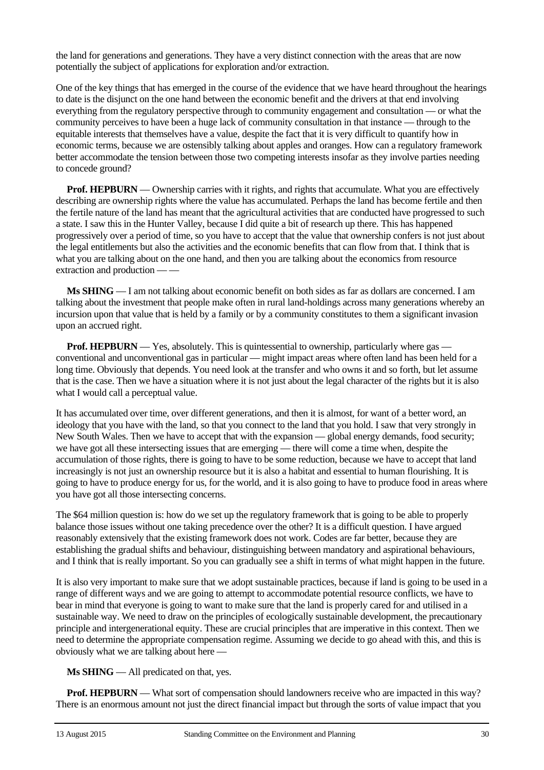the land for generations and generations. They have a very distinct connection with the areas that are now potentially the subject of applications for exploration and/or extraction.

One of the key things that has emerged in the course of the evidence that we have heard throughout the hearings to date is the disjunct on the one hand between the economic benefit and the drivers at that end involving everything from the regulatory perspective through to community engagement and consultation — or what the community perceives to have been a huge lack of community consultation in that instance — through to the equitable interests that themselves have a value, despite the fact that it is very difficult to quantify how in economic terms, because we are ostensibly talking about apples and oranges. How can a regulatory framework better accommodate the tension between those two competing interests insofar as they involve parties needing to concede ground?

**Prof. HEPBURN** — Ownership carries with it rights, and rights that accumulate. What you are effectively describing are ownership rights where the value has accumulated. Perhaps the land has become fertile and then the fertile nature of the land has meant that the agricultural activities that are conducted have progressed to such a state. I saw this in the Hunter Valley, because I did quite a bit of research up there. This has happened progressively over a period of time, so you have to accept that the value that ownership confers is not just about the legal entitlements but also the activities and the economic benefits that can flow from that. I think that is what you are talking about on the one hand, and then you are talking about the economics from resource extraction and production — —

**Ms SHING** — I am not talking about economic benefit on both sides as far as dollars are concerned. I am talking about the investment that people make often in rural land-holdings across many generations whereby an incursion upon that value that is held by a family or by a community constitutes to them a significant invasion upon an accrued right.

**Prof. HEPBURN** — Yes, absolutely. This is quintessential to ownership, particularly where gas — conventional and unconventional gas in particular — might impact areas where often land has been held for a long time. Obviously that depends. You need look at the transfer and who owns it and so forth, but let assume that is the case. Then we have a situation where it is not just about the legal character of the rights but it is also what I would call a perceptual value.

It has accumulated over time, over different generations, and then it is almost, for want of a better word, an ideology that you have with the land, so that you connect to the land that you hold. I saw that very strongly in New South Wales. Then we have to accept that with the expansion — global energy demands, food security; we have got all these intersecting issues that are emerging — there will come a time when, despite the accumulation of those rights, there is going to have to be some reduction, because we have to accept that land increasingly is not just an ownership resource but it is also a habitat and essential to human flourishing. It is going to have to produce energy for us, for the world, and it is also going to have to produce food in areas where you have got all those intersecting concerns.

The $64 million question is: how do we set up the regulatory framework that is going to be able to properly balance those issues without one taking precedence over the other? It is a difficult question. I have argued reasonably extensively that the existing framework does not work. Codes are far better, because they are establishing the gradual shifts and behaviour, distinguishing between mandatory and aspirational behaviours, and I think that is really important. So you can gradually see a shift in terms of what might happen in the future.

It is also very important to make sure that we adopt sustainable practices, because if land is going to be used in a range of different ways and we are going to attempt to accommodate potential resource conflicts, we have to bear in mind that everyone is going to want to make sure that the land is properly cared for and utilised in a sustainable way. We need to draw on the principles of ecologically sustainable development, the precautionary principle and intergenerational equity. These are crucial principles that are imperative in this context. Then we need to determine the appropriate compensation regime. Assuming we decide to go ahead with this, and this is obviously what we are talking about here —

**Ms SHING** — All predicated on that, yes.

**Prof. HEPBURN** — What sort of compensation should landowners receive who are impacted in this way? There is an enormous amount not just the direct financial impact but through the sorts of value impact that you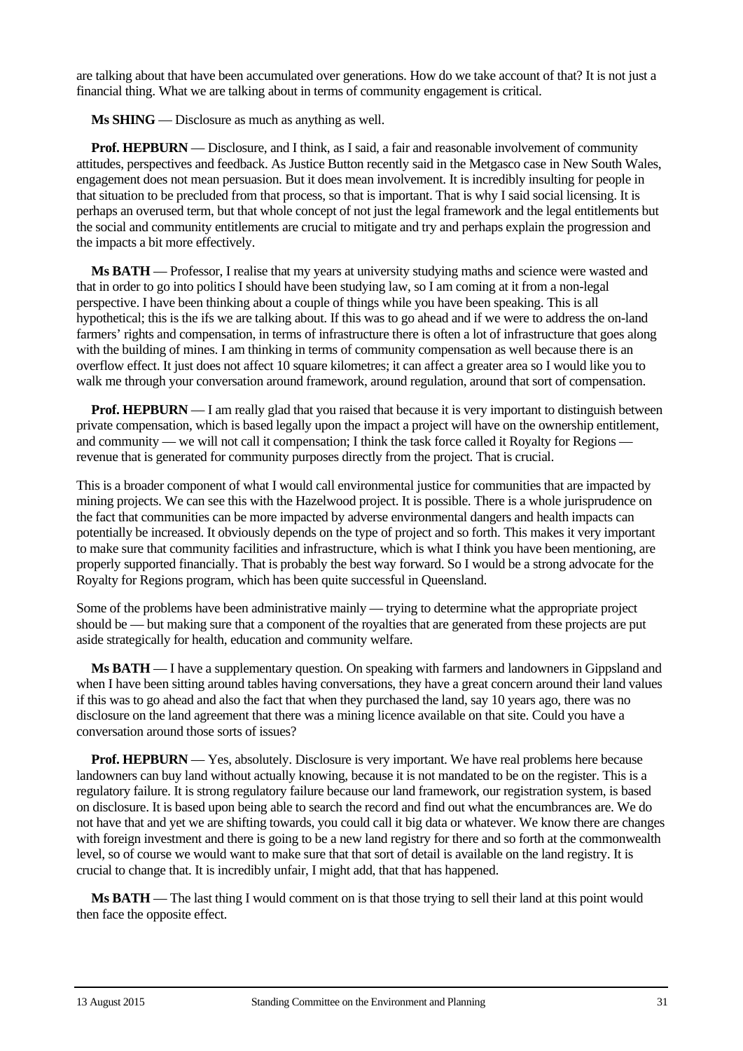are talking about that have been accumulated over generations. How do we take account of that? It is not just a financial thing. What we are talking about in terms of community engagement is critical.

**Ms SHING** — Disclosure as much as anything as well.

**Prof. HEPBURN** — Disclosure, and I think, as I said, a fair and reasonable involvement of community attitudes, perspectives and feedback. As Justice Button recently said in the Metgasco case in New South Wales, engagement does not mean persuasion. But it does mean involvement. It is incredibly insulting for people in that situation to be precluded from that process, so that is important. That is why I said social licensing. It is perhaps an overused term, but that whole concept of not just the legal framework and the legal entitlements but the social and community entitlements are crucial to mitigate and try and perhaps explain the progression and the impacts a bit more effectively.

**Ms BATH** — Professor, I realise that my years at university studying maths and science were wasted and that in order to go into politics I should have been studying law, so I am coming at it from a non-legal perspective. I have been thinking about a couple of things while you have been speaking. This is all hypothetical; this is the ifs we are talking about. If this was to go ahead and if we were to address the on-land farmers' rights and compensation, in terms of infrastructure there is often a lot of infrastructure that goes along with the building of mines. I am thinking in terms of community compensation as well because there is an overflow effect. It just does not affect 10 square kilometres; it can affect a greater area so I would like you to walk me through your conversation around framework, around regulation, around that sort of compensation.

**Prof. HEPBURN** — I am really glad that you raised that because it is very important to distinguish between private compensation, which is based legally upon the impact a project will have on the ownership entitlement, and community — we will not call it compensation; I think the task force called it Royalty for Regions — revenue that is generated for community purposes directly from the project. That is crucial.

This is a broader component of what I would call environmental justice for communities that are impacted by mining projects. We can see this with the Hazelwood project. It is possible. There is a whole jurisprudence on the fact that communities can be more impacted by adverse environmental dangers and health impacts can potentially be increased. It obviously depends on the type of project and so forth. This makes it very important to make sure that community facilities and infrastructure, which is what I think you have been mentioning, are properly supported financially. That is probably the best way forward. So I would be a strong advocate for the Royalty for Regions program, which has been quite successful in Queensland.

Some of the problems have been administrative mainly — trying to determine what the appropriate project should be — but making sure that a component of the royalties that are generated from these projects are put aside strategically for health, education and community welfare.

**Ms BATH** — I have a supplementary question. On speaking with farmers and landowners in Gippsland and when I have been sitting around tables having conversations, they have a great concern around their land values if this was to go ahead and also the fact that when they purchased the land, say 10 years ago, there was no disclosure on the land agreement that there was a mining licence available on that site. Could you have a conversation around those sorts of issues?

**Prof. HEPBURN** — Yes, absolutely. Disclosure is very important. We have real problems here because landowners can buy land without actually knowing, because it is not mandated to be on the register. This is a regulatory failure. It is strong regulatory failure because our land framework, our registration system, is based on disclosure. It is based upon being able to search the record and find out what the encumbrances are. We do not have that and yet we are shifting towards, you could call it big data or whatever. We know there are changes with foreign investment and there is going to be a new land registry for there and so forth at the commonwealth level, so of course we would want to make sure that that sort of detail is available on the land registry. It is crucial to change that. It is incredibly unfair, I might add, that that has happened.

**Ms BATH** — The last thing I would comment on is that those trying to sell their land at this point would then face the opposite effect.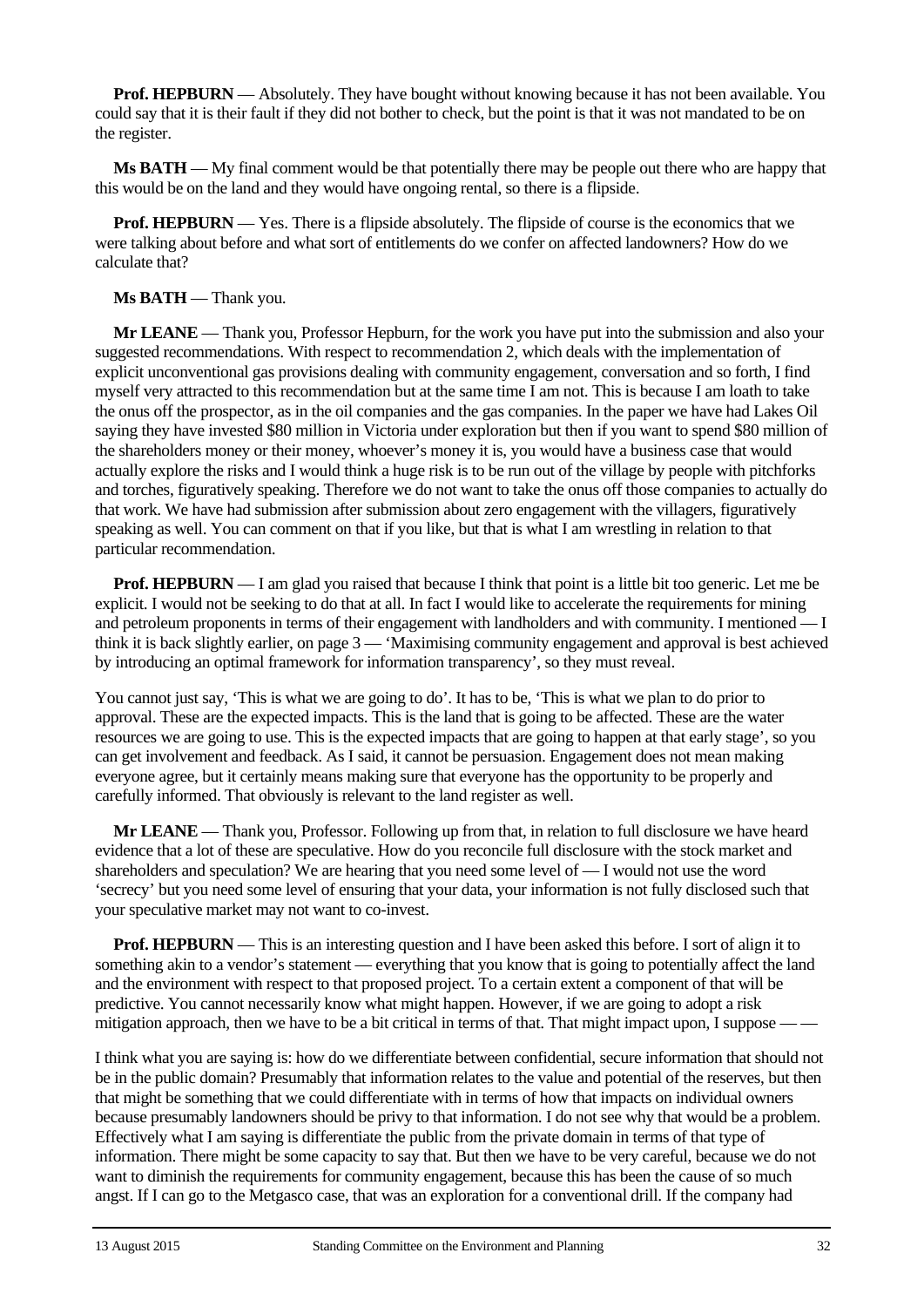**Prof. HEPBURN** — Absolutely. They have bought without knowing because it has not been available. You could say that it is their fault if they did not bother to check, but the point is that it was not mandated to be on the register.

**Ms BATH** — My final comment would be that potentially there may be people out there who are happy that this would be on the land and they would have ongoing rental, so there is a flipside.

**Prof. HEPBURN** — Yes. There is a flipside absolutely. The flipside of course is the economics that we were talking about before and what sort of entitlements do we confer on affected landowners? How do we calculate that?

**Ms BATH** — Thank you.

**Mr LEANE** — Thank you, Professor Hepburn, for the work you have put into the submission and also your suggested recommendations. With respect to recommendation 2, which deals with the implementation of explicit unconventional gas provisions dealing with community engagement, conversation and so forth, I find myself very attracted to this recommendation but at the same time I am not. This is because I am loath to take the onus off the prospector, as in the oil companies and the gas companies. In the paper we have had Lakes Oil saying they have invested $80 million in Victoria under exploration but then if you want to spend $80 million of the shareholders money or their money, whoever's money it is, you would have a business case that would actually explore the risks and I would think a huge risk is to be run out of the village by people with pitchforks and torches, figuratively speaking. Therefore we do not want to take the onus off those companies to actually do that work. We have had submission after submission about zero engagement with the villagers, figuratively speaking as well. You can comment on that if you like, but that is what I am wrestling in relation to that particular recommendation.

**Prof. HEPBURN** — I am glad you raised that because I think that point is a little bit too generic. Let me be explicit. I would not be seeking to do that at all. In fact I would like to accelerate the requirements for mining and petroleum proponents in terms of their engagement with landholders and with community. I mentioned — I think it is back slightly earlier, on page 3 — 'Maximising community engagement and approval is best achieved by introducing an optimal framework for information transparency', so they must reveal.

You cannot just say, 'This is what we are going to do'. It has to be, 'This is what we plan to do prior to approval. These are the expected impacts. This is the land that is going to be affected. These are the water resources we are going to use. This is the expected impacts that are going to happen at that early stage', so you can get involvement and feedback. As I said, it cannot be persuasion. Engagement does not mean making everyone agree, but it certainly means making sure that everyone has the opportunity to be properly and carefully informed. That obviously is relevant to the land register as well.

**Mr LEANE** — Thank you, Professor. Following up from that, in relation to full disclosure we have heard evidence that a lot of these are speculative. How do you reconcile full disclosure with the stock market and shareholders and speculation? We are hearing that you need some level of — I would not use the word 'secrecy' but you need some level of ensuring that your data, your information is not fully disclosed such that your speculative market may not want to co-invest.

**Prof. HEPBURN** — This is an interesting question and I have been asked this before. I sort of align it to something akin to a vendor's statement — everything that you know that is going to potentially affect the land and the environment with respect to that proposed project. To a certain extent a component of that will be predictive. You cannot necessarily know what might happen. However, if we are going to adopt a risk mitigation approach, then we have to be a bit critical in terms of that. That might impact upon, I suppose — —

I think what you are saying is: how do we differentiate between confidential, secure information that should not be in the public domain? Presumably that information relates to the value and potential of the reserves, but then that might be something that we could differentiate with in terms of how that impacts on individual owners because presumably landowners should be privy to that information. I do not see why that would be a problem. Effectively what I am saying is differentiate the public from the private domain in terms of that type of information. There might be some capacity to say that. But then we have to be very careful, because we do not want to diminish the requirements for community engagement, because this has been the cause of so much angst. If I can go to the Metgasco case, that was an exploration for a conventional drill. If the company had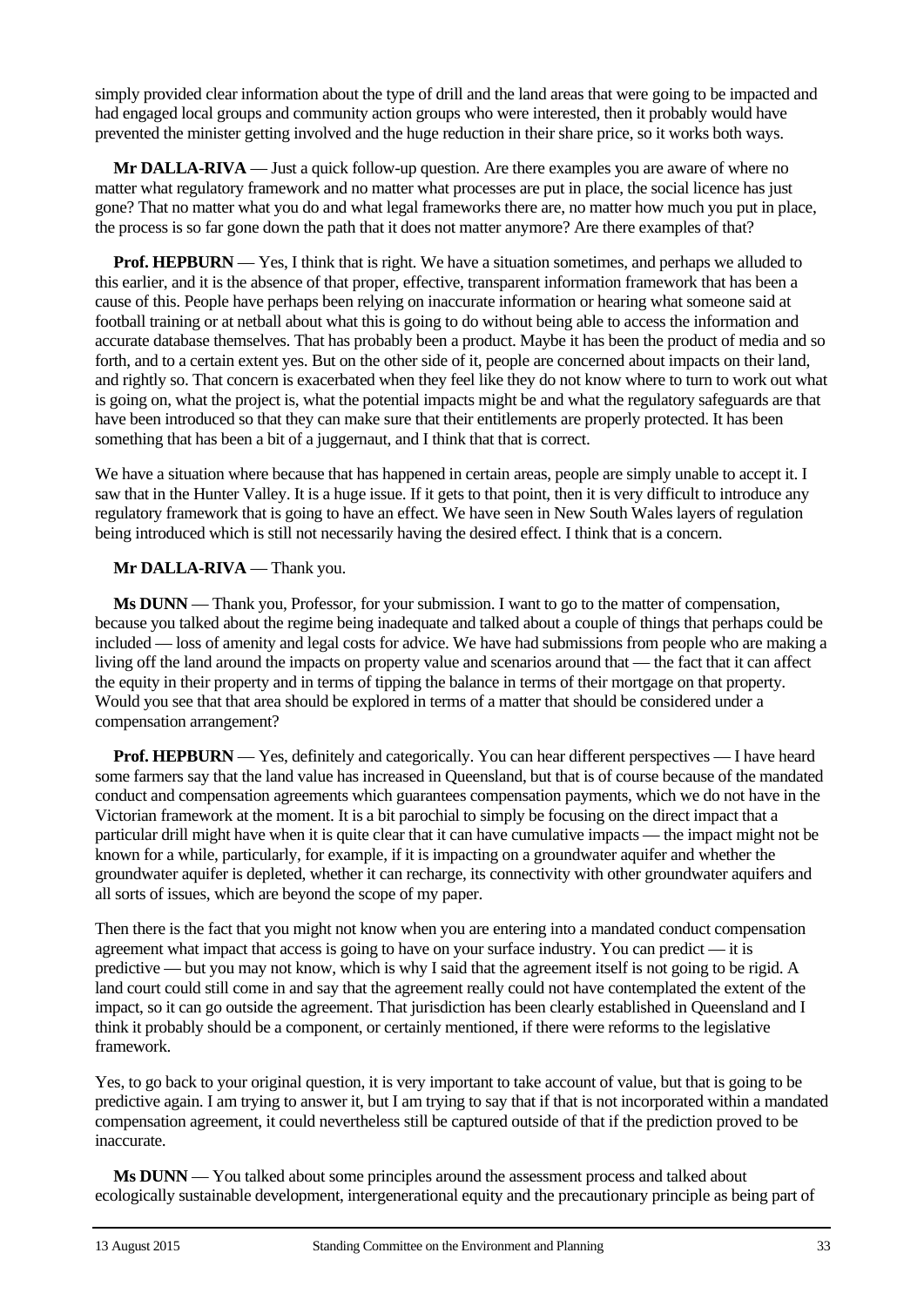simply provided clear information about the type of drill and the land areas that were going to be impacted and had engaged local groups and community action groups who were interested, then it probably would have prevented the minister getting involved and the huge reduction in their share price, so it works both ways.

**Mr DALLA-RIVA** — Just a quick follow-up question. Are there examples you are aware of where no matter what regulatory framework and no matter what processes are put in place, the social licence has just gone? That no matter what you do and what legal frameworks there are, no matter how much you put in place, the process is so far gone down the path that it does not matter anymore? Are there examples of that?

**Prof. HEPBURN** — Yes, I think that is right. We have a situation sometimes, and perhaps we alluded to this earlier, and it is the absence of that proper, effective, transparent information framework that has been a cause of this. People have perhaps been relying on inaccurate information or hearing what someone said at football training or at netball about what this is going to do without being able to access the information and accurate database themselves. That has probably been a product. Maybe it has been the product of media and so forth, and to a certain extent yes. But on the other side of it, people are concerned about impacts on their land, and rightly so. That concern is exacerbated when they feel like they do not know where to turn to work out what is going on, what the project is, what the potential impacts might be and what the regulatory safeguards are that have been introduced so that they can make sure that their entitlements are properly protected. It has been something that has been a bit of a juggernaut, and I think that that is correct.

We have a situation where because that has happened in certain areas, people are simply unable to accept it. I saw that in the Hunter Valley. It is a huge issue. If it gets to that point, then it is very difficult to introduce any regulatory framework that is going to have an effect. We have seen in New South Wales layers of regulation being introduced which is still not necessarily having the desired effect. I think that is a concern.

**Mr DALLA-RIVA** — Thank you.

**Ms DUNN** — Thank you, Professor, for your submission. I want to go to the matter of compensation, because you talked about the regime being inadequate and talked about a couple of things that perhaps could be included — loss of amenity and legal costs for advice. We have had submissions from people who are making a living off the land around the impacts on property value and scenarios around that — the fact that it can affect the equity in their property and in terms of tipping the balance in terms of their mortgage on that property. Would you see that that area should be explored in terms of a matter that should be considered under a compensation arrangement?

**Prof. HEPBURN** — Yes, definitely and categorically. You can hear different perspectives — I have heard some farmers say that the land value has increased in Queensland, but that is of course because of the mandated conduct and compensation agreements which guarantees compensation payments, which we do not have in the Victorian framework at the moment. It is a bit parochial to simply be focusing on the direct impact that a particular drill might have when it is quite clear that it can have cumulative impacts — the impact might not be known for a while, particularly, for example, if it is impacting on a groundwater aquifer and whether the groundwater aquifer is depleted, whether it can recharge, its connectivity with other groundwater aquifers and all sorts of issues, which are beyond the scope of my paper.

Then there is the fact that you might not know when you are entering into a mandated conduct compensation agreement what impact that access is going to have on your surface industry. You can predict — it is predictive — but you may not know, which is why I said that the agreement itself is not going to be rigid. A land court could still come in and say that the agreement really could not have contemplated the extent of the impact, so it can go outside the agreement. That jurisdiction has been clearly established in Queensland and I think it probably should be a component, or certainly mentioned, if there were reforms to the legislative framework.

Yes, to go back to your original question, it is very important to take account of value, but that is going to be predictive again. I am trying to answer it, but I am trying to say that if that is not incorporated within a mandated compensation agreement, it could nevertheless still be captured outside of that if the prediction proved to be inaccurate.

**Ms DUNN** — You talked about some principles around the assessment process and talked about ecologically sustainable development, intergenerational equity and the precautionary principle as being part of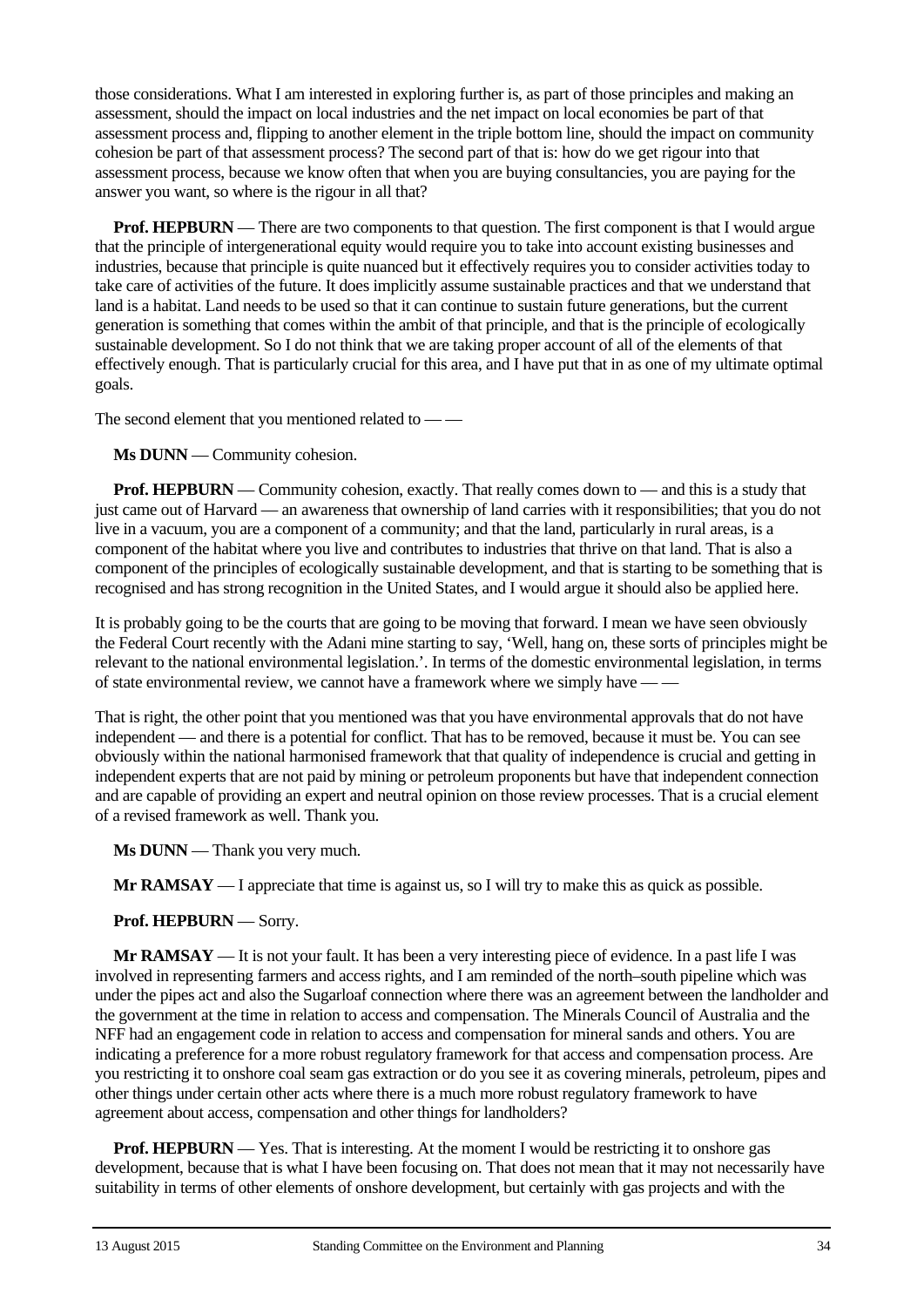those considerations. What I am interested in exploring further is, as part of those principles and making an assessment, should the impact on local industries and the net impact on local economies be part of that assessment process and, flipping to another element in the triple bottom line, should the impact on community cohesion be part of that assessment process? The second part of that is: how do we get rigour into that assessment process, because we know often that when you are buying consultancies, you are paying for the answer you want, so where is the rigour in all that?

**Prof. HEPBURN** — There are two components to that question. The first component is that I would argue that the principle of intergenerational equity would require you to take into account existing businesses and industries, because that principle is quite nuanced but it effectively requires you to consider activities today to take care of activities of the future. It does implicitly assume sustainable practices and that we understand that land is a habitat. Land needs to be used so that it can continue to sustain future generations, but the current generation is something that comes within the ambit of that principle, and that is the principle of ecologically sustainable development. So I do not think that we are taking proper account of all of the elements of that effectively enough. That is particularly crucial for this area, and I have put that in as one of my ultimate optimal goals.

The second element that you mentioned related to — —

**Ms DUNN** — Community cohesion.

**Prof. HEPBURN** — Community cohesion, exactly. That really comes down to — and this is a study that just came out of Harvard — an awareness that ownership of land carries with it responsibilities; that you do not live in a vacuum, you are a component of a community; and that the land, particularly in rural areas, is a component of the habitat where you live and contributes to industries that thrive on that land. That is also a component of the principles of ecologically sustainable development, and that is starting to be something that is recognised and has strong recognition in the United States, and I would argue it should also be applied here.

It is probably going to be the courts that are going to be moving that forward. I mean we have seen obviously the Federal Court recently with the Adani mine starting to say, 'Well, hang on, these sorts of principles might be relevant to the national environmental legislation.'. In terms of the domestic environmental legislation, in terms of state environmental review, we cannot have a framework where we simply have — —

That is right, the other point that you mentioned was that you have environmental approvals that do not have independent — and there is a potential for conflict. That has to be removed, because it must be. You can see obviously within the national harmonised framework that that quality of independence is crucial and getting in independent experts that are not paid by mining or petroleum proponents but have that independent connection and are capable of providing an expert and neutral opinion on those review processes. That is a crucial element of a revised framework as well. Thank you.

**Ms DUNN** — Thank you very much.

**Mr RAMSAY** — I appreciate that time is against us, so I will try to make this as quick as possible.

**Prof. HEPBURN** — Sorry.

**Mr RAMSAY** — It is not your fault. It has been a very interesting piece of evidence. In a past life I was involved in representing farmers and access rights, and I am reminded of the north–south pipeline which was under the pipes act and also the Sugarloaf connection where there was an agreement between the landholder and the government at the time in relation to access and compensation. The Minerals Council of Australia and the NFF had an engagement code in relation to access and compensation for mineral sands and others. You are indicating a preference for a more robust regulatory framework for that access and compensation process. Are you restricting it to onshore coal seam gas extraction or do you see it as covering minerals, petroleum, pipes and other things under certain other acts where there is a much more robust regulatory framework to have agreement about access, compensation and other things for landholders?

**Prof. HEPBURN** — Yes. That is interesting. At the moment I would be restricting it to onshore gas development, because that is what I have been focusing on. That does not mean that it may not necessarily have suitability in terms of other elements of onshore development, but certainly with gas projects and with the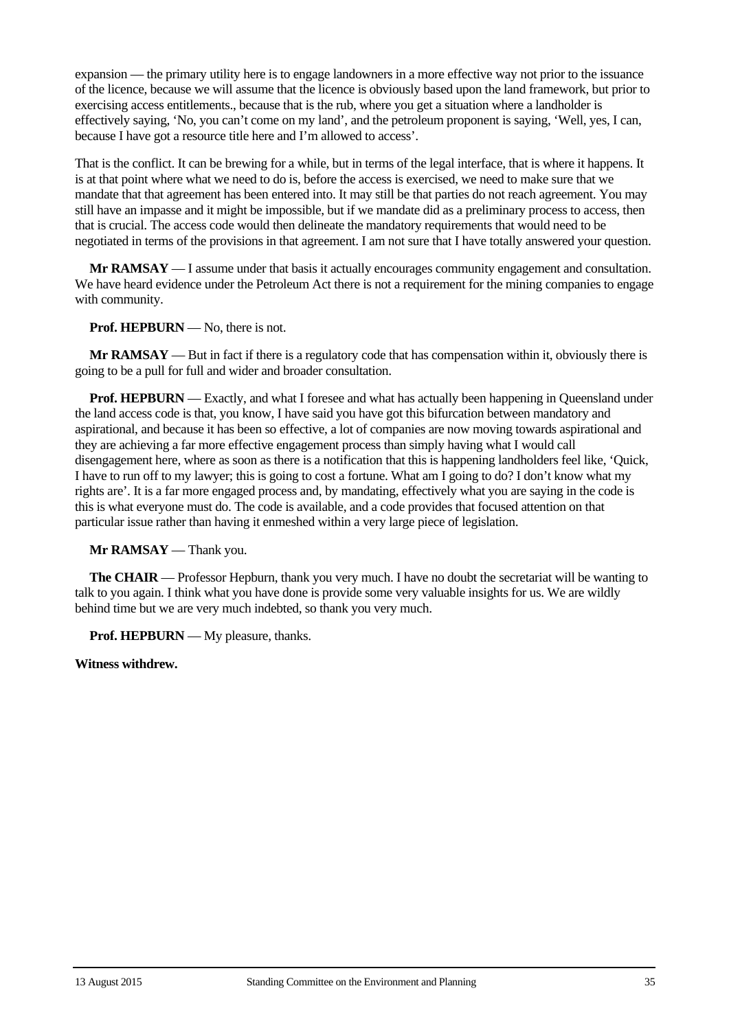expansion — the primary utility here is to engage landowners in a more effective way not prior to the issuance of the licence, because we will assume that the licence is obviously based upon the land framework, but prior to exercising access entitlements., because that is the rub, where you get a situation where a landholder is effectively saying, 'No, you can't come on my land', and the petroleum proponent is saying, 'Well, yes, I can, because I have got a resource title here and I'm allowed to access'.

That is the conflict. It can be brewing for a while, but in terms of the legal interface, that is where it happens. It is at that point where what we need to do is, before the access is exercised, we need to make sure that we mandate that that agreement has been entered into. It may still be that parties do not reach agreement. You may still have an impasse and it might be impossible, but if we mandate did as a preliminary process to access, then that is crucial. The access code would then delineate the mandatory requirements that would need to be negotiated in terms of the provisions in that agreement. I am not sure that I have totally answered your question.

**Mr RAMSAY** — I assume under that basis it actually encourages community engagement and consultation. We have heard evidence under the Petroleum Act there is not a requirement for the mining companies to engage with community.

**Prof. HEPBURN** — No, there is not.

**Mr RAMSAY** — But in fact if there is a regulatory code that has compensation within it, obviously there is going to be a pull for full and wider and broader consultation.

**Prof. HEPBURN** — Exactly, and what I foresee and what has actually been happening in Queensland under the land access code is that, you know, I have said you have got this bifurcation between mandatory and aspirational, and because it has been so effective, a lot of companies are now moving towards aspirational and they are achieving a far more effective engagement process than simply having what I would call disengagement here, where as soon as there is a notification that this is happening landholders feel like, 'Quick, I have to run off to my lawyer; this is going to cost a fortune. What am I going to do? I don't know what my rights are'. It is a far more engaged process and, by mandating, effectively what you are saying in the code is this is what everyone must do. The code is available, and a code provides that focused attention on that particular issue rather than having it enmeshed within a very large piece of legislation.

**Mr RAMSAY** — Thank you.

**The CHAIR** — Professor Hepburn, thank you very much. I have no doubt the secretariat will be wanting to talk to you again. I think what you have done is provide some very valuable insights for us. We are wildly behind time but we are very much indebted, so thank you very much.

**Prof. HEPBURN** — My pleasure, thanks.

**Witness withdrew.**